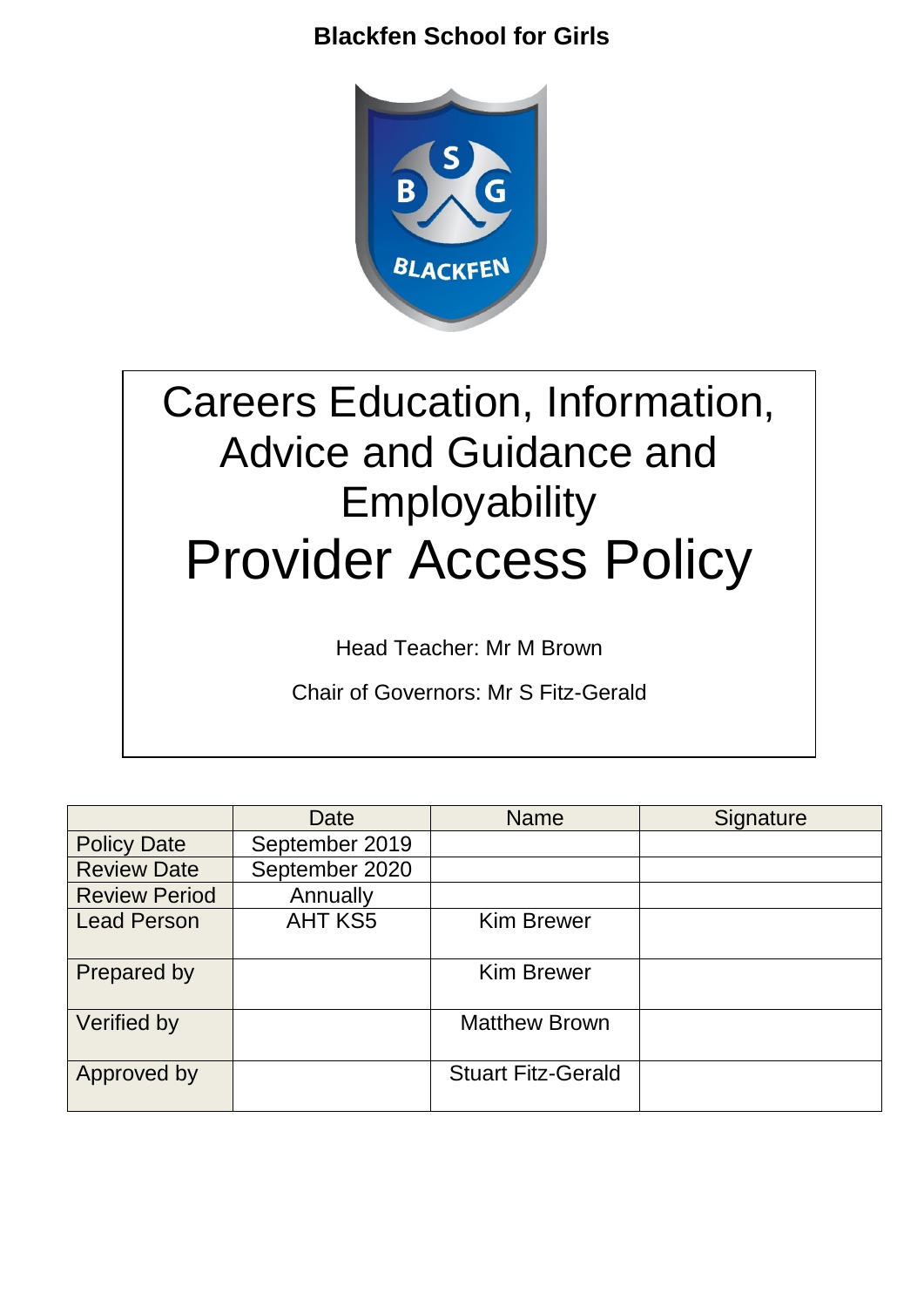**Blackfen School for Girls**

# Careers Education, Information, Advice and Guidance and Employability

# Provider Access Policy

Head Teacher: Mr M Brown

Chair of Governors: Mr S Fitz-Gerald

| | Date | Name | Signature |
|---|---|---|---|
| Policy Date | September 2019 | | |
| Review Date | September 2020 | | |
| Review Period | Annually | | |
| Lead Person | AHT KS5 | Kim Brewer | |
| Prepared by | | Kim Brewer | |
| Verified by | | Matthew Brown | |
| Approved by | | Stuart Fitz-Gerald | |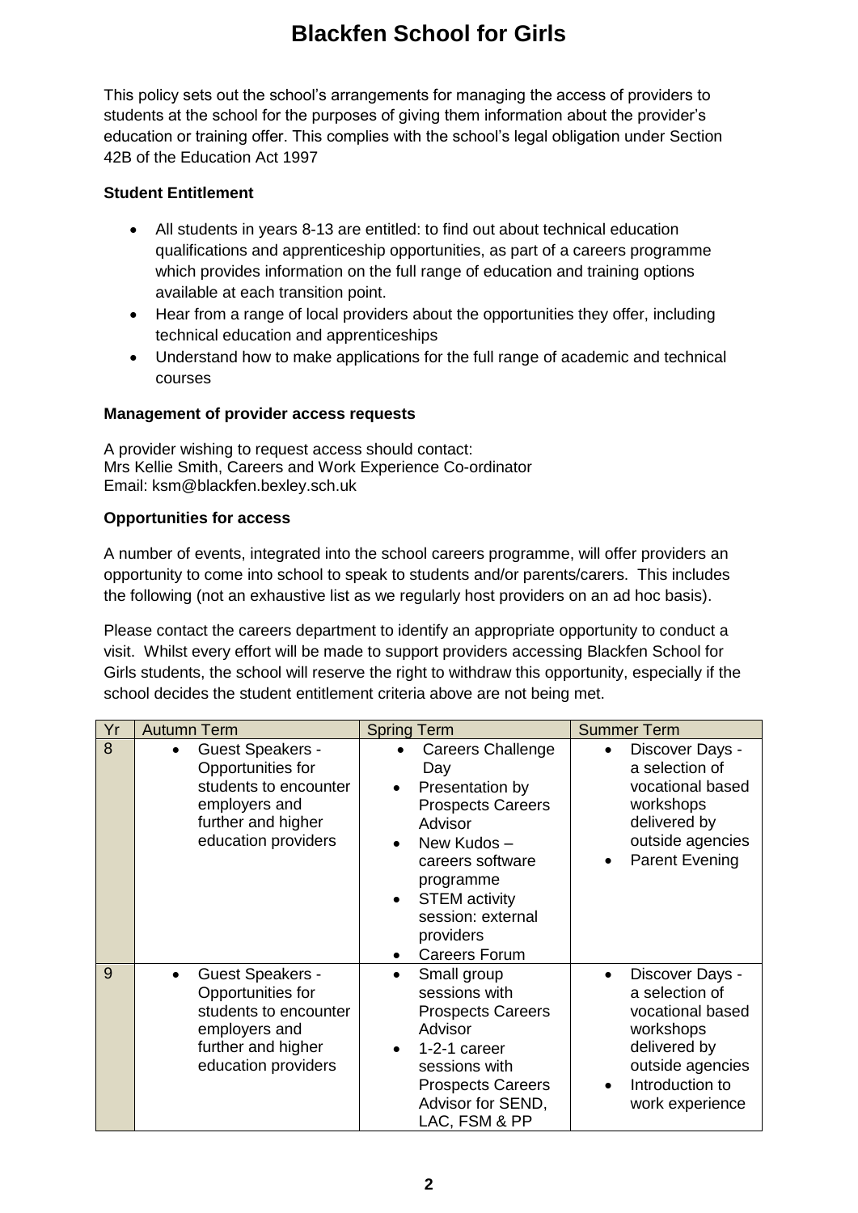# Blackfen School for Girls

This policy sets out the school's arrangements for managing the access of providers to students at the school for the purposes of giving them information about the provider's education or training offer. This complies with the school's legal obligation under Section 42B of the Education Act 1997

**Student Entitlement**

- All students in years 8-13 are entitled: to find out about technical education qualifications and apprenticeship opportunities, as part of a careers programme which provides information on the full range of education and training options available at each transition point.
- Hear from a range of local providers about the opportunities they offer, including technical education and apprenticeships
- Understand how to make applications for the full range of academic and technical courses

**Management of provider access requests**

A provider wishing to request access should contact:
Mrs Kellie Smith, Careers and Work Experience Co-ordinator
Email: ksm@blackfen.bexley.sch.uk

**Opportunities for access**

A number of events, integrated into the school careers programme, will offer providers an opportunity to come into school to speak to students and/or parents/carers. This includes the following (not an exhaustive list as we regularly host providers on an ad hoc basis).

Please contact the careers department to identify an appropriate opportunity to conduct a visit. Whilst every effort will be made to support providers accessing Blackfen School for Girls students, the school will reserve the right to withdraw this opportunity, especially if the school decides the student entitlement criteria above are not being met.

| Yr | Autumn Term | Spring Term | Summer Term |
|---|---|---|---|
| 8 | • Guest Speakers - Opportunities for students to encounter employers and further and higher education providers | • Careers Challenge Day<br>• Presentation by Prospects Careers Advisor<br>• New Kudos – careers software programme<br>• STEM activity session: external providers<br>• Careers Forum | • Discover Days - a selection of vocational based workshops delivered by outside agencies<br>• Parent Evening |
| 9 | • Guest Speakers - Opportunities for students to encounter employers and further and higher education providers | • Small group sessions with Prospects Careers Advisor<br>• 1-2-1 career sessions with Prospects Careers Advisor for SEND, LAC, FSM & PP | • Discover Days - a selection of vocational based workshops delivered by outside agencies<br>• Introduction to work experience |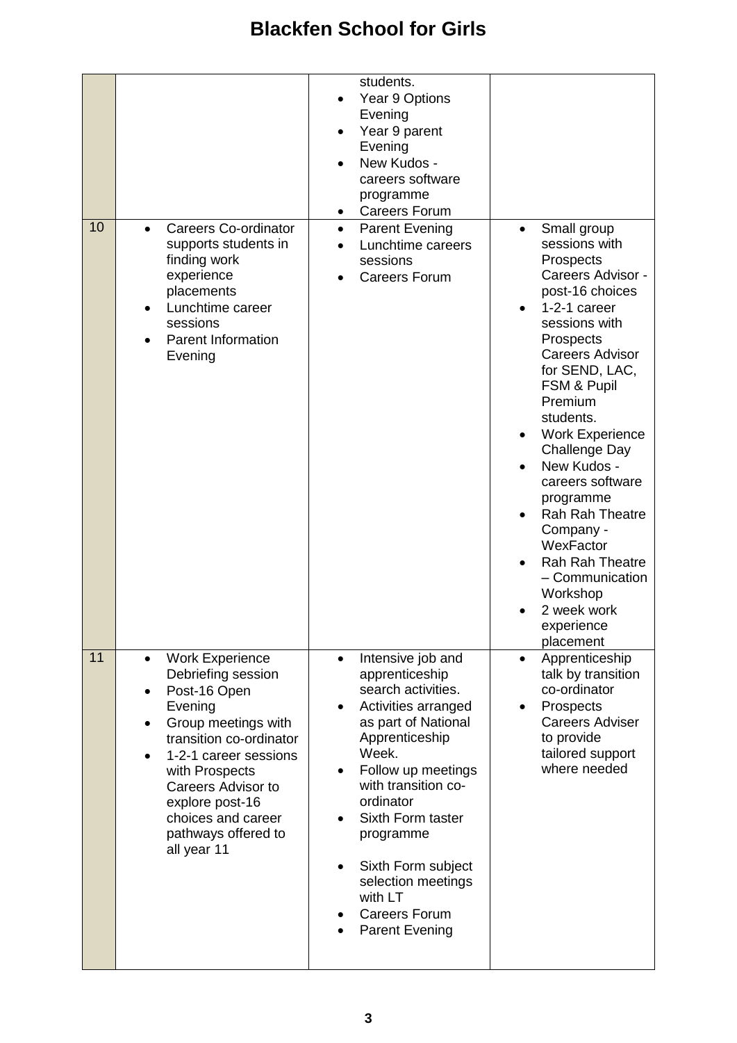# Blackfen School for Girls

| | | | |
|---|---|---|---|
| | | students.<br>• Year 9 Options Evening<br>• Year 9 parent Evening<br>• New Kudos - careers software programme<br>• Careers Forum | |
| 10 | • Careers Co-ordinator supports students in finding work experience placements<br>• Lunchtime career sessions<br>• Parent Information Evening | • Parent Evening<br>• Lunchtime careers sessions<br>• Careers Forum | • Small group sessions with Prospects Careers Advisor - post-16 choices<br>• 1-2-1 career sessions with Prospects Careers Advisor for SEND, LAC, FSM & Pupil Premium students.<br>• Work Experience Challenge Day<br>• New Kudos - careers software programme<br>• Rah Rah Theatre Company - WexFactor<br>• Rah Rah Theatre – Communication Workshop<br>• 2 week work experience placement |
| 11 | • Work Experience Debriefing session<br>• Post-16 Open Evening<br>• Group meetings with transition co-ordinator<br>• 1-2-1 career sessions with Prospects Careers Advisor to explore post-16 choices and career pathways offered to all year 11 | • Intensive job and apprenticeship search activities.<br>• Activities arranged as part of National Apprenticeship Week.<br>• Follow up meetings with transition co-ordinator<br>• Sixth Form taster programme<br>• Sixth Form subject selection meetings with LT<br>• Careers Forum<br>• Parent Evening | • Apprenticeship talk by transition co-ordinator<br>• Prospects Careers Adviser to provide tailored support where needed |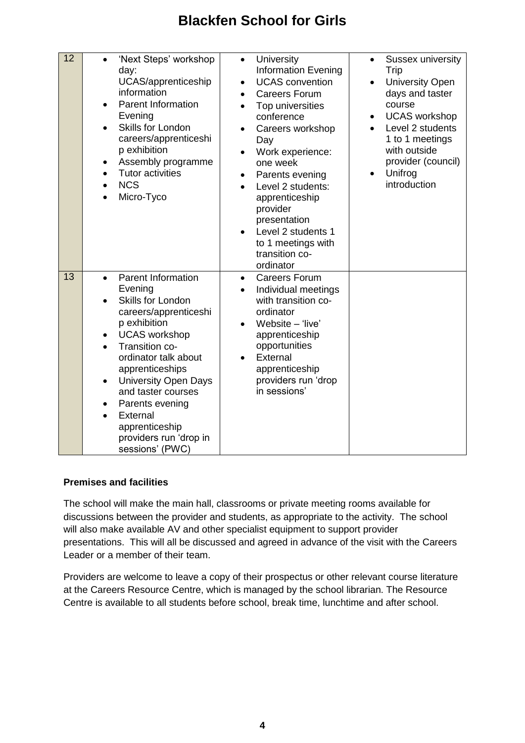| | | | |
|---|---|---|---|
| 12 | • 'Next Steps' workshop day: UCAS/apprenticeship information<br>• Parent Information Evening<br>• Skills for London careers/apprenticeship exhibition<br>• Assembly programme<br>• Tutor activities<br>• NCS<br>• Micro-Tyco | • University Information Evening<br>• UCAS convention<br>• Careers Forum<br>• Top universities conference<br>• Careers workshop Day<br>• Work experience: one week<br>• Parents evening<br>• Level 2 students: apprenticeship provider presentation<br>• Level 2 students 1 to 1 meetings with transition co-ordinator | • Sussex university Trip<br>• University Open days and taster course<br>• UCAS workshop<br>• Level 2 students 1 to 1 meetings with outside provider (council)<br>• Unifrog introduction |
| 13 | • Parent Information Evening<br>• Skills for London careers/apprenticeship exhibition<br>• UCAS workshop<br>• Transition co-ordinator talk about apprenticeships<br>• University Open Days and taster courses<br>• Parents evening<br>• External apprenticeship providers run 'drop in sessions' (PWC) | • Careers Forum<br>• Individual meetings with transition co-ordinator<br>• Website – 'live' apprenticeship opportunities<br>• External apprenticeship providers run 'drop in sessions' | |

**Premises and facilities**

The school will make the main hall, classrooms or private meeting rooms available for discussions between the provider and students, as appropriate to the activity. The school will also make available AV and other specialist equipment to support provider presentations. This will all be discussed and agreed in advance of the visit with the Careers Leader or a member of their team.

Providers are welcome to leave a copy of their prospectus or other relevant course literature at the Careers Resource Centre, which is managed by the school librarian. The Resource Centre is available to all students before school, break time, lunchtime and after school.